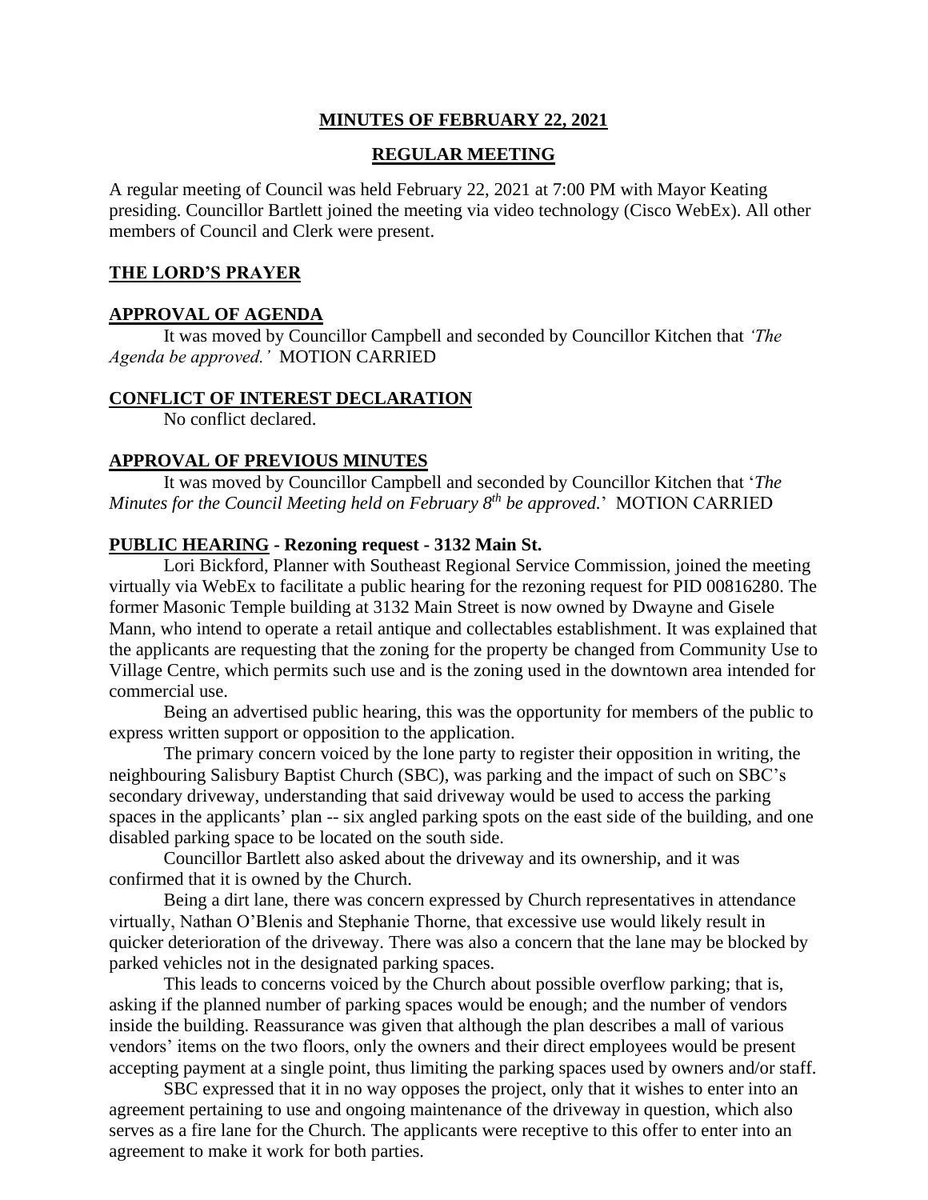# MINUTES OF FEBRUARY 22, 2021

## REGULAR MEETING

A regular meeting of Council was held February 22, 2021 at 7:00 PM with Mayor Keating presiding. Councillor Bartlett joined the meeting via video technology (Cisco WebEx). All other members of Council and Clerk were present.

### THE LORD'S PRAYER

### APPROVAL OF AGENDA

It was moved by Councillor Campbell and seconded by Councillor Kitchen that *'The Agenda be approved.'* MOTION CARRIED

### CONFLICT OF INTEREST DECLARATION

No conflict declared.

### APPROVAL OF PREVIOUS MINUTES

It was moved by Councillor Campbell and seconded by Councillor Kitchen that '*The Minutes for the Council Meeting held on February 8th be approved.*' MOTION CARRIED

### PUBLIC HEARING - Rezoning request - 3132 Main St.

Lori Bickford, Planner with Southeast Regional Service Commission, joined the meeting virtually via WebEx to facilitate a public hearing for the rezoning request for PID 00816280. The former Masonic Temple building at 3132 Main Street is now owned by Dwayne and Gisele Mann, who intend to operate a retail antique and collectables establishment. It was explained that the applicants are requesting that the zoning for the property be changed from Community Use to Village Centre, which permits such use and is the zoning used in the downtown area intended for commercial use.

Being an advertised public hearing, this was the opportunity for members of the public to express written support or opposition to the application.

The primary concern voiced by the lone party to register their opposition in writing, the neighbouring Salisbury Baptist Church (SBC), was parking and the impact of such on SBC's secondary driveway, understanding that said driveway would be used to access the parking spaces in the applicants' plan -- six angled parking spots on the east side of the building, and one disabled parking space to be located on the south side.

Councillor Bartlett also asked about the driveway and its ownership, and it was confirmed that it is owned by the Church.

Being a dirt lane, there was concern expressed by Church representatives in attendance virtually, Nathan O'Blenis and Stephanie Thorne, that excessive use would likely result in quicker deterioration of the driveway. There was also a concern that the lane may be blocked by parked vehicles not in the designated parking spaces.

This leads to concerns voiced by the Church about possible overflow parking; that is, asking if the planned number of parking spaces would be enough; and the number of vendors inside the building. Reassurance was given that although the plan describes a mall of various vendors' items on the two floors, only the owners and their direct employees would be present accepting payment at a single point, thus limiting the parking spaces used by owners and/or staff.

SBC expressed that it in no way opposes the project, only that it wishes to enter into an agreement pertaining to use and ongoing maintenance of the driveway in question, which also serves as a fire lane for the Church. The applicants were receptive to this offer to enter into an agreement to make it work for both parties.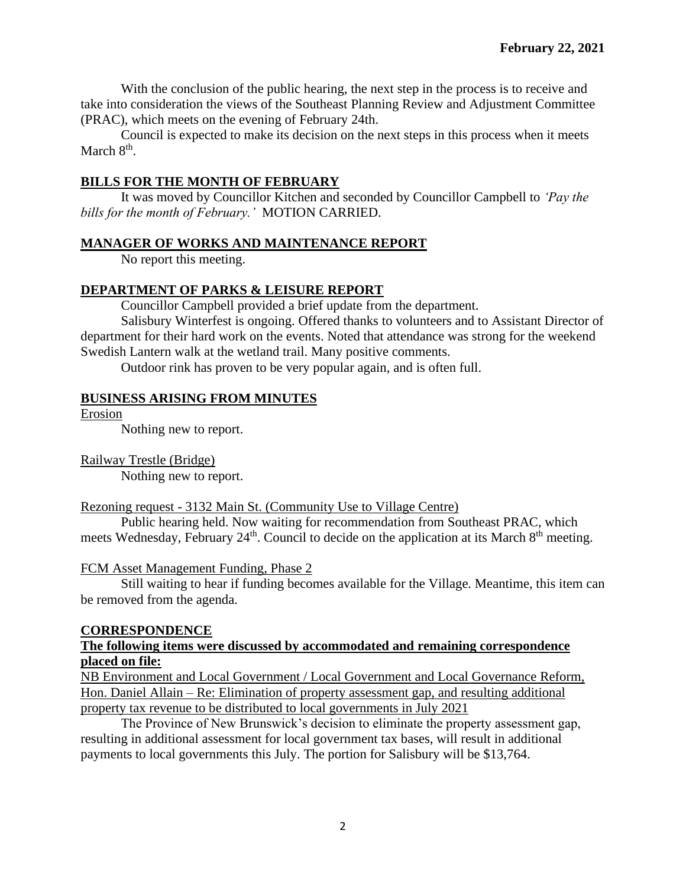**February 22, 2021**

With the conclusion of the public hearing, the next step in the process is to receive and take into consideration the views of the Southeast Planning Review and Adjustment Committee (PRAC), which meets on the evening of February 24th.

Council is expected to make its decision on the next steps in this process when it meets March 8th.

## BILLS FOR THE MONTH OF FEBRUARY

It was moved by Councillor Kitchen and seconded by Councillor Campbell to *'Pay the bills for the month of February.'* MOTION CARRIED.

## MANAGER OF WORKS AND MAINTENANCE REPORT

No report this meeting.

## DEPARTMENT OF PARKS & LEISURE REPORT

Councillor Campbell provided a brief update from the department.

Salisbury Winterfest is ongoing. Offered thanks to volunteers and to Assistant Director of department for their hard work on the events. Noted that attendance was strong for the weekend Swedish Lantern walk at the wetland trail. Many positive comments.

Outdoor rink has proven to be very popular again, and is often full.

## BUSINESS ARISING FROM MINUTES

Erosion

Nothing new to report.

Railway Trestle (Bridge)

Nothing new to report.

Rezoning request - 3132 Main St. (Community Use to Village Centre)

Public hearing held. Now waiting for recommendation from Southeast PRAC, which meets Wednesday, February 24th. Council to decide on the application at its March 8th meeting.

FCM Asset Management Funding, Phase 2

Still waiting to hear if funding becomes available for the Village. Meantime, this item can be removed from the agenda.

## CORRESPONDENCE

**The following items were discussed by accommodated and remaining correspondence placed on file:**

NB Environment and Local Government / Local Government and Local Governance Reform, Hon. Daniel Allain – Re: Elimination of property assessment gap, and resulting additional property tax revenue to be distributed to local governments in July 2021

The Province of New Brunswick's decision to eliminate the property assessment gap, resulting in additional assessment for local government tax bases, will result in additional payments to local governments this July. The portion for Salisbury will be $13,764.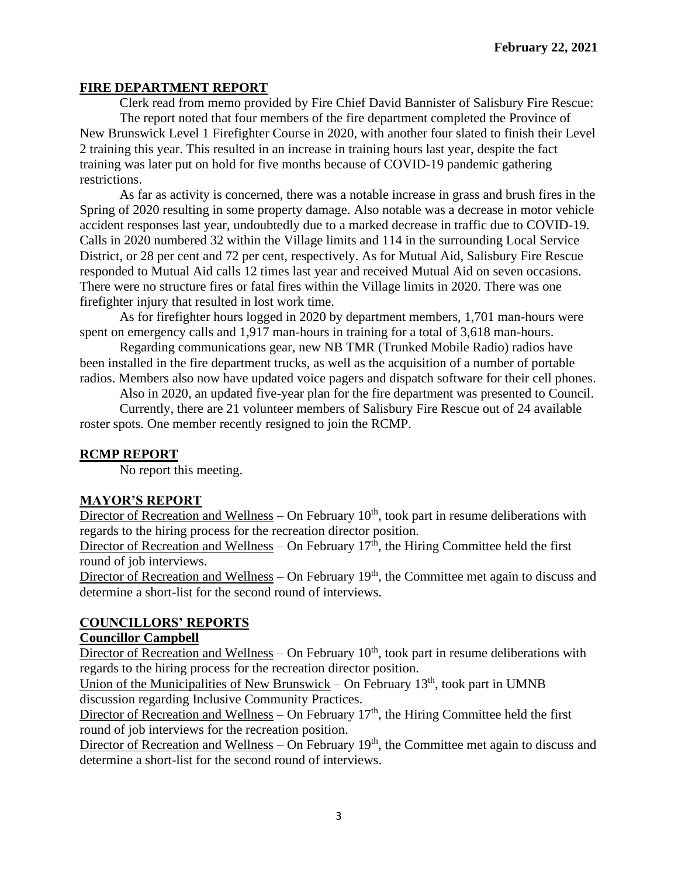**February 22, 2021**

## FIRE DEPARTMENT REPORT

Clerk read from memo provided by Fire Chief David Bannister of Salisbury Fire Rescue:

The report noted that four members of the fire department completed the Province of New Brunswick Level 1 Firefighter Course in 2020, with another four slated to finish their Level 2 training this year. This resulted in an increase in training hours last year, despite the fact training was later put on hold for five months because of COVID-19 pandemic gathering restrictions.

As far as activity is concerned, there was a notable increase in grass and brush fires in the Spring of 2020 resulting in some property damage. Also notable was a decrease in motor vehicle accident responses last year, undoubtedly due to a marked decrease in traffic due to COVID-19. Calls in 2020 numbered 32 within the Village limits and 114 in the surrounding Local Service District, or 28 per cent and 72 per cent, respectively. As for Mutual Aid, Salisbury Fire Rescue responded to Mutual Aid calls 12 times last year and received Mutual Aid on seven occasions. There were no structure fires or fatal fires within the Village limits in 2020. There was one firefighter injury that resulted in lost work time.

As for firefighter hours logged in 2020 by department members, 1,701 man-hours were spent on emergency calls and 1,917 man-hours in training for a total of 3,618 man-hours.

Regarding communications gear, new NB TMR (Trunked Mobile Radio) radios have been installed in the fire department trucks, as well as the acquisition of a number of portable radios. Members also now have updated voice pagers and dispatch software for their cell phones.

Also in 2020, an updated five-year plan for the fire department was presented to Council.

Currently, there are 21 volunteer members of Salisbury Fire Rescue out of 24 available roster spots. One member recently resigned to join the RCMP.

## RCMP REPORT

No report this meeting.

## MAYOR'S REPORT

Director of Recreation and Wellness – On February 10th, took part in resume deliberations with regards to the hiring process for the recreation director position.

Director of Recreation and Wellness – On February 17th, the Hiring Committee held the first round of job interviews.

Director of Recreation and Wellness – On February 19th, the Committee met again to discuss and determine a short-list for the second round of interviews.

## COUNCILLORS' REPORTS

### Councillor Campbell

Director of Recreation and Wellness – On February 10th, took part in resume deliberations with regards to the hiring process for the recreation director position.

Union of the Municipalities of New Brunswick – On February 13th, took part in UMNB discussion regarding Inclusive Community Practices.

Director of Recreation and Wellness – On February 17th, the Hiring Committee held the first round of job interviews for the recreation position.

Director of Recreation and Wellness – On February 19th, the Committee met again to discuss and determine a short-list for the second round of interviews.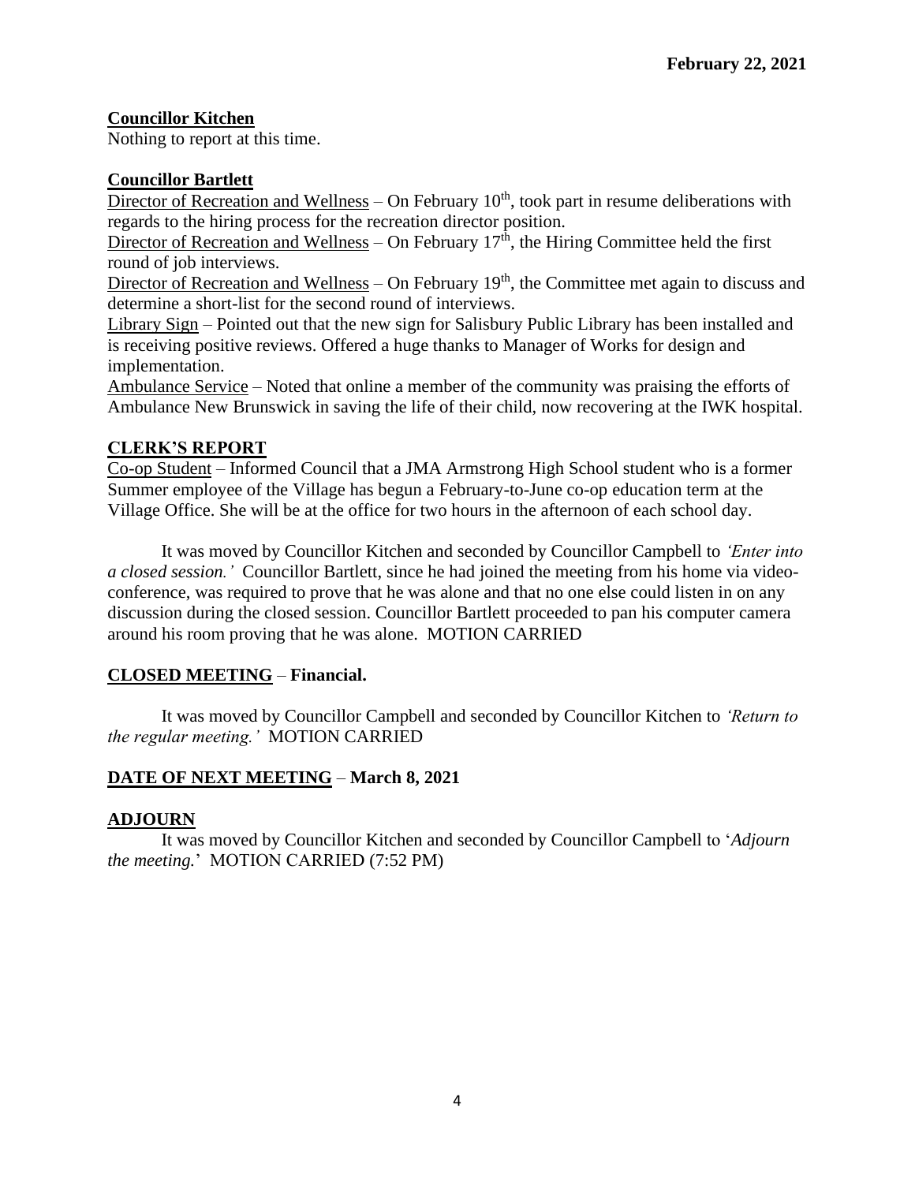**February 22, 2021**

**Councillor Kitchen**

Nothing to report at this time.

**Councillor Bartlett**

Director of Recreation and Wellness – On February 10th, took part in resume deliberations with regards to the hiring process for the recreation director position.
Director of Recreation and Wellness – On February 17th, the Hiring Committee held the first round of job interviews.
Director of Recreation and Wellness – On February 19th, the Committee met again to discuss and determine a short-list for the second round of interviews.
Library Sign – Pointed out that the new sign for Salisbury Public Library has been installed and is receiving positive reviews. Offered a huge thanks to Manager of Works for design and implementation.
Ambulance Service – Noted that online a member of the community was praising the efforts of Ambulance New Brunswick in saving the life of their child, now recovering at the IWK hospital.

**CLERK'S REPORT**

Co-op Student – Informed Council that a JMA Armstrong High School student who is a former Summer employee of the Village has begun a February-to-June co-op education term at the Village Office. She will be at the office for two hours in the afternoon of each school day.

It was moved by Councillor Kitchen and seconded by Councillor Campbell to *'Enter into a closed session.'* Councillor Bartlett, since he had joined the meeting from his home via video-conference, was required to prove that he was alone and that no one else could listen in on any discussion during the closed session. Councillor Bartlett proceeded to pan his computer camera around his room proving that he was alone. MOTION CARRIED

**CLOSED MEETING – Financial.**

It was moved by Councillor Campbell and seconded by Councillor Kitchen to *'Return to the regular meeting.'* MOTION CARRIED

**DATE OF NEXT MEETING – March 8, 2021**

**ADJOURN**

It was moved by Councillor Kitchen and seconded by Councillor Campbell to '*Adjourn the meeting.*' MOTION CARRIED (7:52 PM)